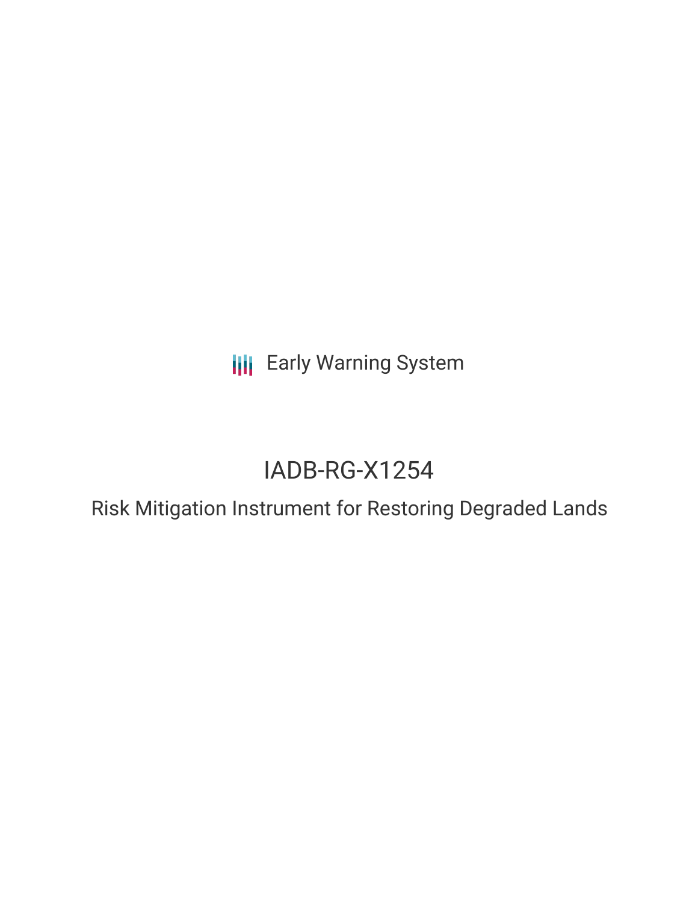Early Warning System

# IADB-RG-X1254

## Risk Mitigation Instrument for Restoring Degraded Lands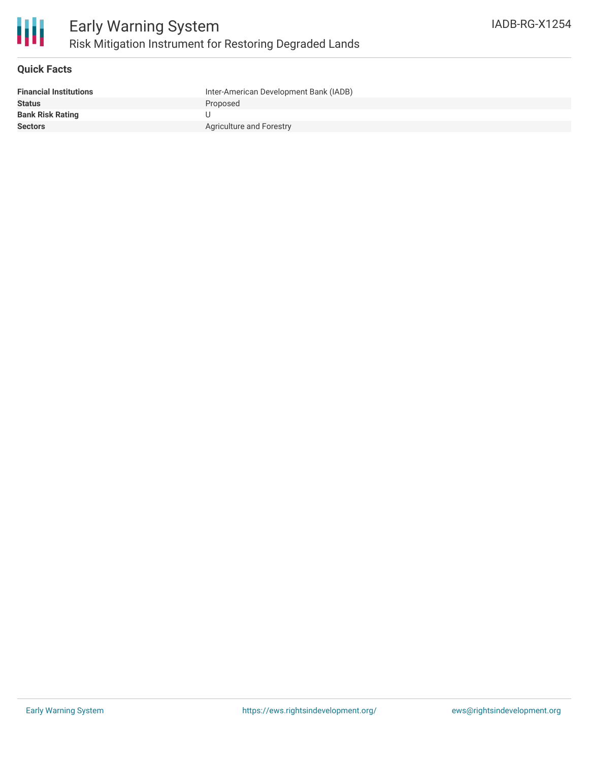# Early Warning System
## Risk Mitigation Instrument for Restoring Degraded Lands

IADB-RG-X1254

### Quick Facts

| | |
|---|---|
| **Financial Institutions** | Inter-American Development Bank (IADB) |
| **Status** | Proposed |
| **Bank Risk Rating** | U |
| **Sectors** | Agriculture and Forestry |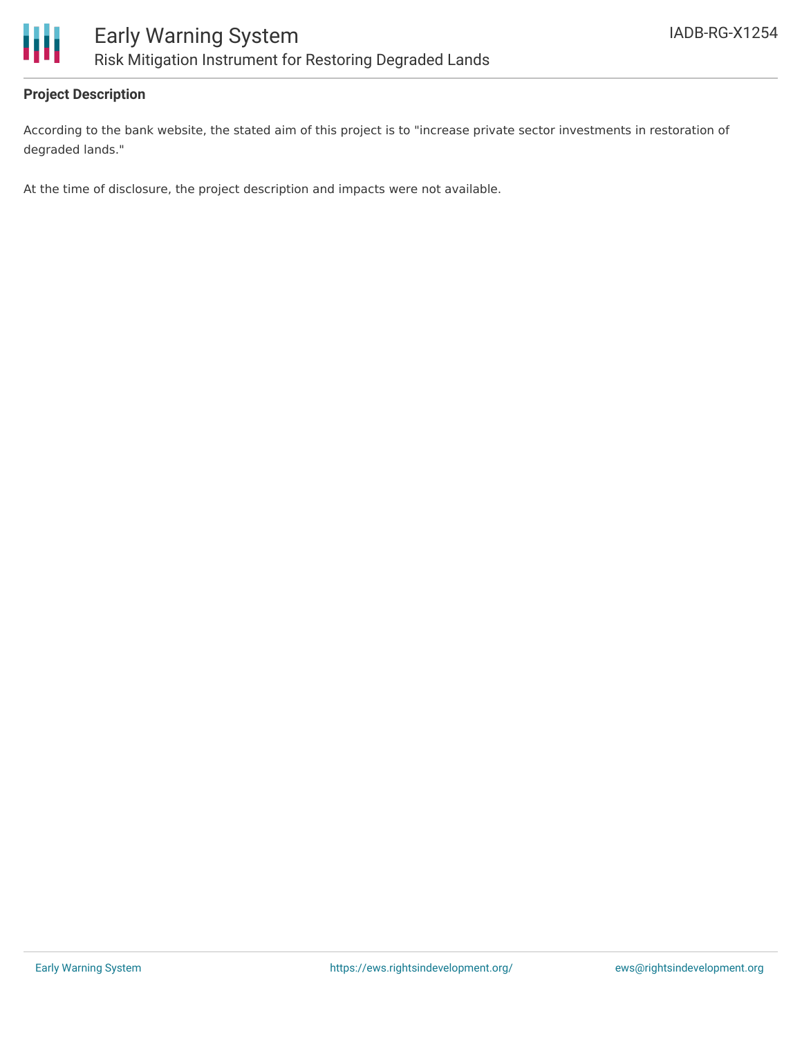## Project Description

According to the bank website, the stated aim of this project is to "increase private sector investments in restoration of degraded lands."

At the time of disclosure, the project description and impacts were not available.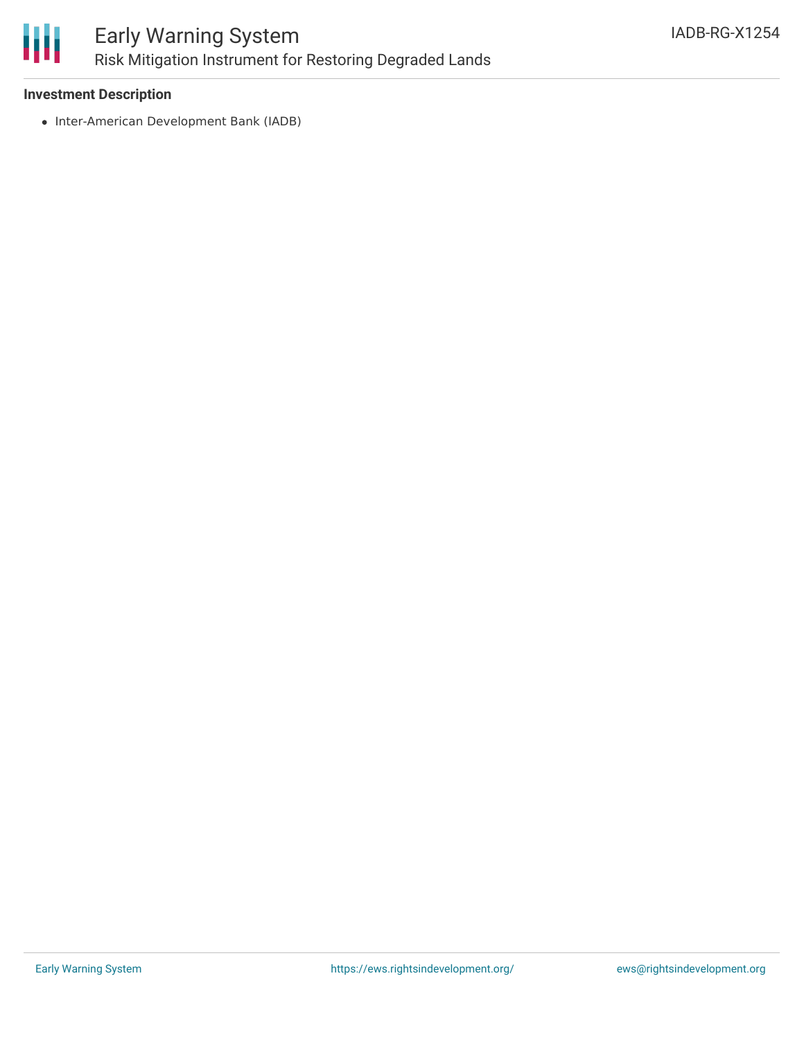**Investment Description**

- Inter-American Development Bank (IADB)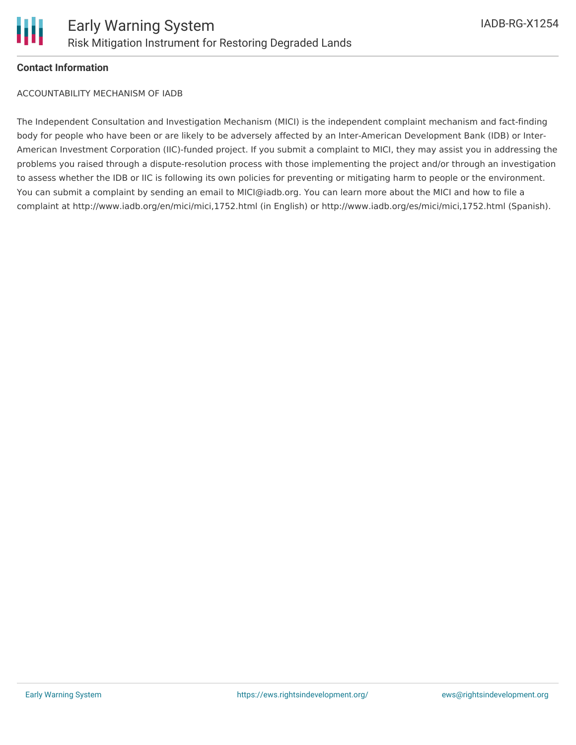**Contact Information**

ACCOUNTABILITY MECHANISM OF IADB

The Independent Consultation and Investigation Mechanism (MICI) is the independent complaint mechanism and fact-finding body for people who have been or are likely to be adversely affected by an Inter-American Development Bank (IDB) or Inter-American Investment Corporation (IIC)-funded project. If you submit a complaint to MICI, they may assist you in addressing the problems you raised through a dispute-resolution process with those implementing the project and/or through an investigation to assess whether the IDB or IIC is following its own policies for preventing or mitigating harm to people or the environment. You can submit a complaint by sending an email to MICI@iadb.org. You can learn more about the MICI and how to file a complaint at http://www.iadb.org/en/mici/mici,1752.html (in English) or http://www.iadb.org/es/mici/mici,1752.html (Spanish).